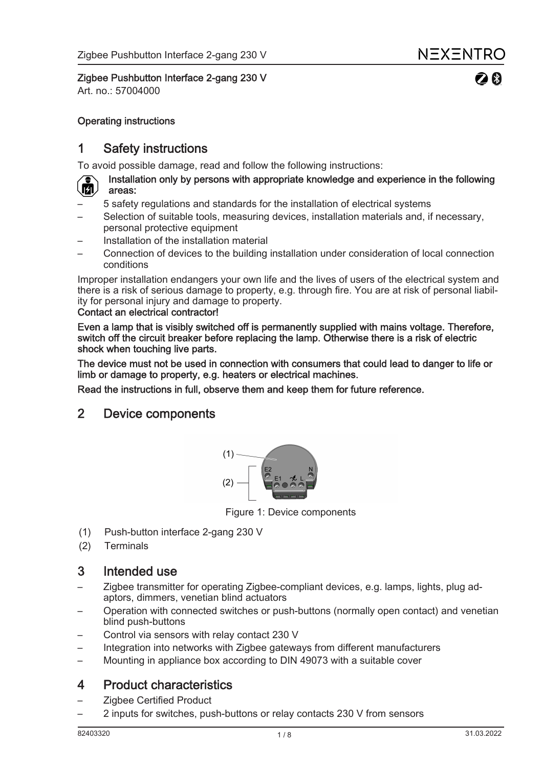**Zigbee Pushbutton Interface 2-gang 230 V**

Art. no.: 57004000

**Operating instructions**

# 1 Safety instructions

To avoid possible damage, read and follow the following instructions:

**Installation only by persons with appropriate knowledge and experience in the following areas:**

- 5 safety regulations and standards for the installation of electrical systems
- Selection of suitable tools, measuring devices, installation materials and, if necessary, personal protective equipment
- Installation of the installation material
- Connection of devices to the building installation under consideration of local connection conditions

Improper installation endangers your own life and the lives of users of the electrical system and there is a risk of serious damage to property, e.g. through fire. You are at risk of personal liability for personal injury and damage to property.

**Contact an electrical contractor!**

**Even a lamp that is visibly switched off is permanently supplied with mains voltage. Therefore, switch off the circuit breaker before replacing the lamp. Otherwise there is a risk of electric shock when touching live parts.**

**The device must not be used in connection with consumers that could lead to danger to life or limb or damage to property, e.g. heaters or electrical machines.**

**Read the instructions in full, observe them and keep them for future reference.**

# 2 Device components

Figure 1: Device components

(1) Push-button interface 2-gang 230 V

(2) Terminals

# 3 Intended use

- Zigbee transmitter for operating Zigbee-compliant devices, e.g. lamps, lights, plug adaptors, dimmers, venetian blind actuators
- Operation with connected switches or push-buttons (normally open contact) and venetian blind push-buttons
- Control via sensors with relay contact 230 V
- Integration into networks with Zigbee gateways from different manufacturers
- Mounting in appliance box according to DIN 49073 with a suitable cover

# 4 Product characteristics

- Zigbee Certified Product
- 2 inputs for switches, push-buttons or relay contacts 230 V from sensors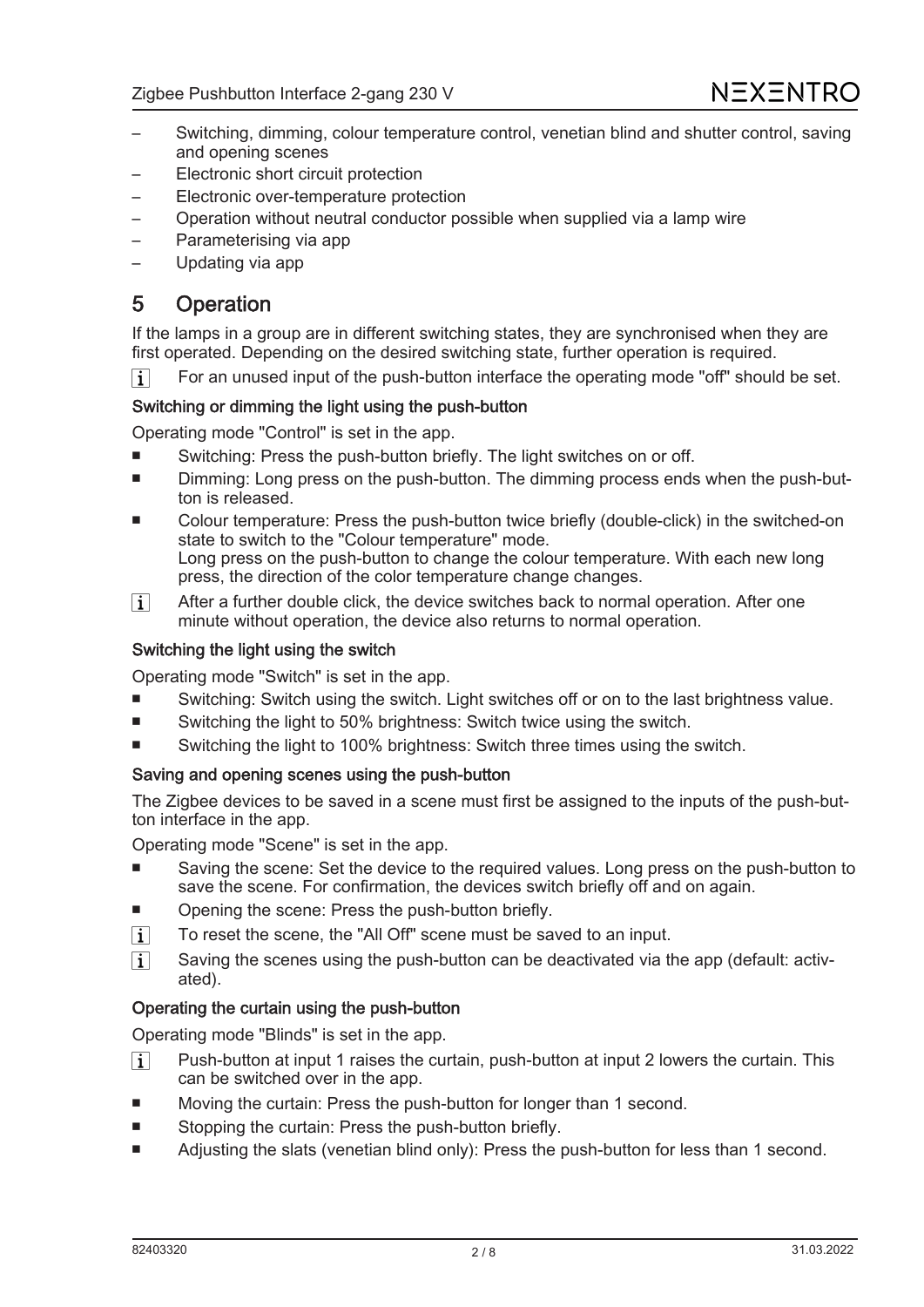- Switching, dimming, colour temperature control, venetian blind and shutter control, saving and opening scenes
- Electronic short circuit protection
- Electronic over-temperature protection
- Operation without neutral conductor possible when supplied via a lamp wire
- Parameterising via app
- Updating via app

## 5 Operation

If the lamps in a group are in different switching states, they are synchronised when they are first operated. Depending on the desired switching state, further operation is required.

ℹ For an unused input of the push-button interface the operating mode "off" should be set.

### Switching or dimming the light using the push-button

Operating mode "Control" is set in the app.

- Switching: Press the push-button briefly. The light switches on or off.
- Dimming: Long press on the push-button. The dimming process ends when the push-button is released.
- Colour temperature: Press the push-button twice briefly (double-click) in the switched-on state to switch to the "Colour temperature" mode.
  Long press on the push-button to change the colour temperature. With each new long press, the direction of the color temperature change changes.

ℹ After a further double click, the device switches back to normal operation. After one minute without operation, the device also returns to normal operation.

### Switching the light using the switch

Operating mode "Switch" is set in the app.

- Switching: Switch using the switch. Light switches off or on to the last brightness value.
- Switching the light to 50% brightness: Switch twice using the switch.
- Switching the light to 100% brightness: Switch three times using the switch.

### Saving and opening scenes using the push-button

The Zigbee devices to be saved in a scene must first be assigned to the inputs of the push-button interface in the app.

Operating mode "Scene" is set in the app.

- Saving the scene: Set the device to the required values. Long press on the push-button to save the scene. For confirmation, the devices switch briefly off and on again.
- Opening the scene: Press the push-button briefly.

ℹ To reset the scene, the "All Off" scene must be saved to an input.

ℹ Saving the scenes using the push-button can be deactivated via the app (default: activated).

### Operating the curtain using the push-button

Operating mode "Blinds" is set in the app.

ℹ Push-button at input 1 raises the curtain, push-button at input 2 lowers the curtain. This can be switched over in the app.

- Moving the curtain: Press the push-button for longer than 1 second.
- Stopping the curtain: Press the push-button briefly.
- Adjusting the slats (venetian blind only): Press the push-button for less than 1 second.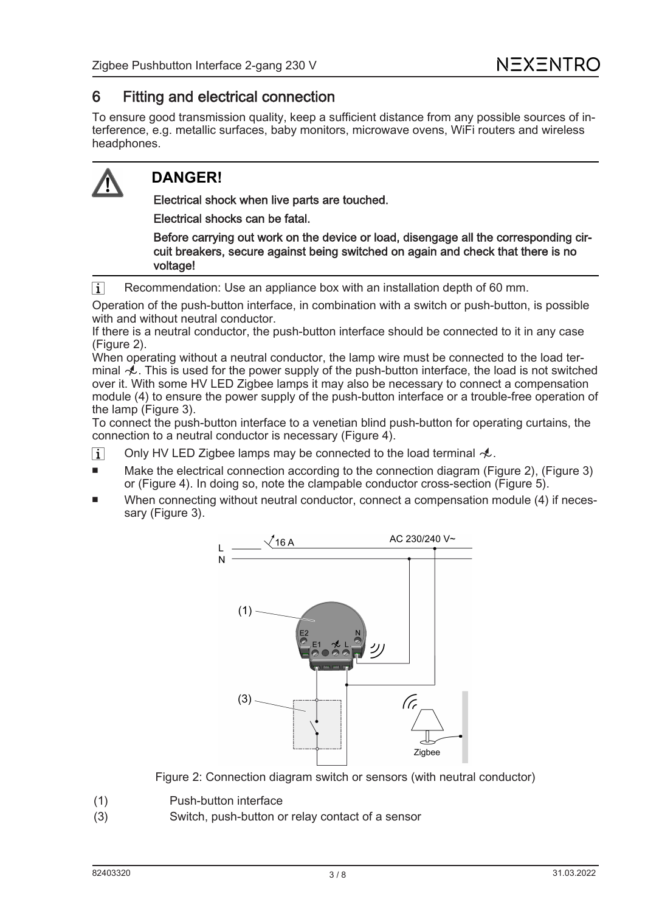## 6 Fitting and electrical connection

To ensure good transmission quality, keep a sufficient distance from any possible sources of interference, e.g. metallic surfaces, baby monitors, microwave ovens, WiFi routers and wireless headphones.

> ⚠ **DANGER!**
>
> **Electrical shock when live parts are touched.**
>
> **Electrical shocks can be fatal.**
>
> **Before carrying out work on the device or load, disengage all the corresponding circuit breakers, secure against being switched on again and check that there is no voltage!**

ℹ Recommendation: Use an appliance box with an installation depth of 60 mm.

Operation of the push-button interface, in combination with a switch or push-button, is possible with and without neutral conductor.
If there is a neutral conductor, the push-button interface should be connected to it in any case (Figure 2).
When operating without a neutral conductor, the lamp wire must be connected to the load terminal ⤳. This is used for the power supply of the push-button interface, the load is not switched over it. With some HV LED Zigbee lamps it may also be necessary to connect a compensation module (4) to ensure the power supply of the push-button interface or a trouble-free operation of the lamp (Figure 3).
To connect the push-button interface to a venetian blind push-button for operating curtains, the connection to a neutral conductor is necessary (Figure 4).

ℹ Only HV LED Zigbee lamps may be connected to the load terminal ⤳.

- Make the electrical connection according to the connection diagram (Figure 2), (Figure 3) or (Figure 4). In doing so, note the clampable conductor cross-section (Figure 5).
- When connecting without neutral conductor, connect a compensation module (4) if necessary (Figure 3).

Figure 2: Connection diagram switch or sensors (with neutral conductor)

(1) Push-button interface
(3) Switch, push-button or relay contact of a sensor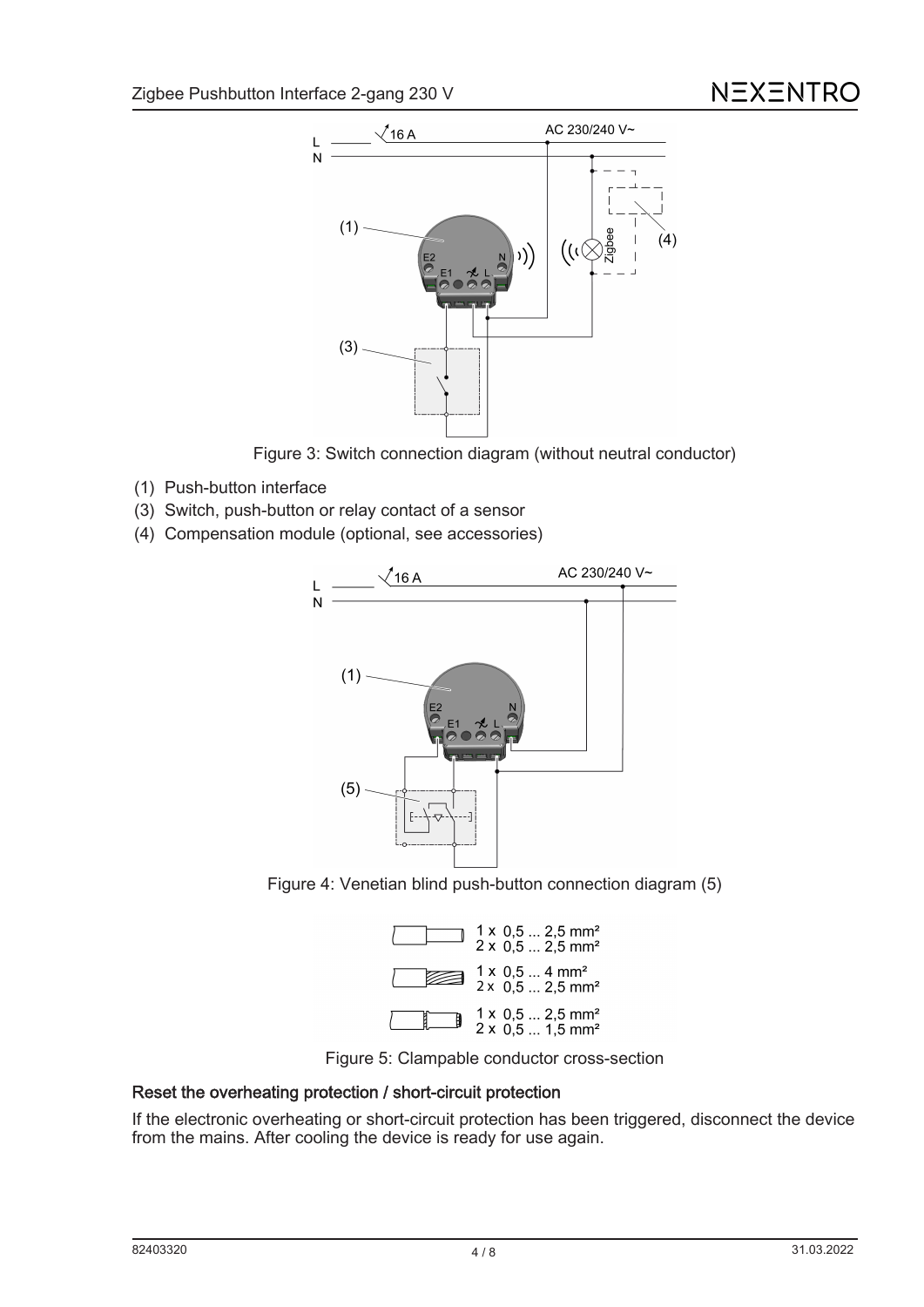Figure 3: Switch connection diagram (without neutral conductor)

(1) Push-button interface

(3) Switch, push-button or relay contact of a sensor

(4) Compensation module (optional, see accessories)

Figure 4: Venetian blind push-button connection diagram (5)

Figure 5: Clampable conductor cross-section

## Reset the overheating protection / short-circuit protection

If the electronic overheating or short-circuit protection has been triggered, disconnect the device from the mains. After cooling the device is ready for use again.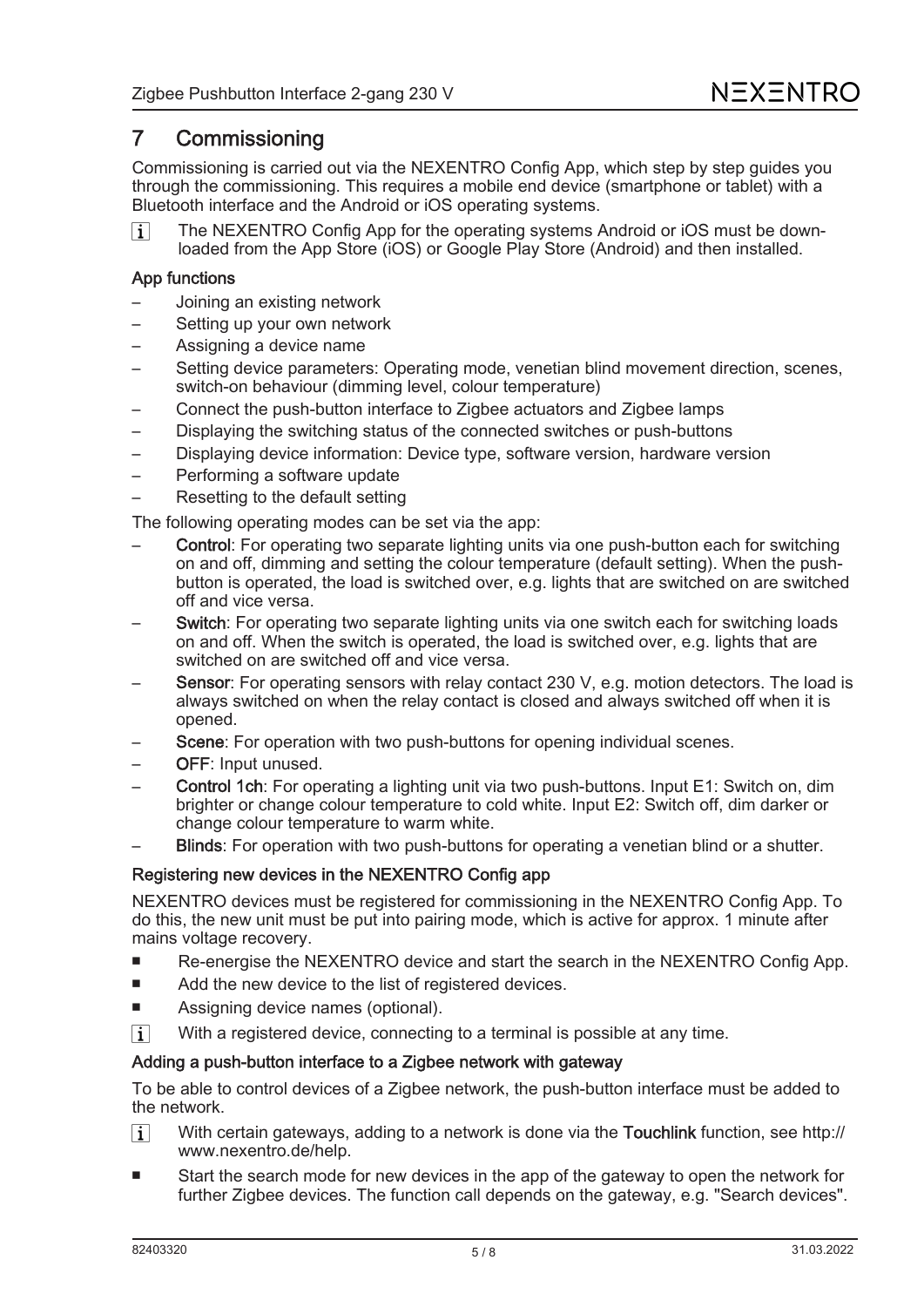## 7 Commissioning

Commissioning is carried out via the NEXENTRO Config App, which step by step guides you through the commissioning. This requires a mobile end device (smartphone or tablet) with a Bluetooth interface and the Android or iOS operating systems.

ℹ The NEXENTRO Config App for the operating systems Android or iOS must be downloaded from the App Store (iOS) or Google Play Store (Android) and then installed.

### App functions

- Joining an existing network
- Setting up your own network
- Assigning a device name
- Setting device parameters: Operating mode, venetian blind movement direction, scenes, switch-on behaviour (dimming level, colour temperature)
- Connect the push-button interface to Zigbee actuators and Zigbee lamps
- Displaying the switching status of the connected switches or push-buttons
- Displaying device information: Device type, software version, hardware version
- Performing a software update
- Resetting to the default setting

The following operating modes can be set via the app:

- **Control**: For operating two separate lighting units via one push-button each for switching on and off, dimming and setting the colour temperature (default setting). When the push-button is operated, the load is switched over, e.g. lights that are switched on are switched off and vice versa.
- **Switch**: For operating two separate lighting units via one switch each for switching loads on and off. When the switch is operated, the load is switched over, e.g. lights that are switched on are switched off and vice versa.
- **Sensor**: For operating sensors with relay contact 230 V, e.g. motion detectors. The load is always switched on when the relay contact is closed and always switched off when it is opened.
- **Scene**: For operation with two push-buttons for opening individual scenes.
- **OFF**: Input unused.
- **Control 1ch**: For operating a lighting unit via two push-buttons. Input E1: Switch on, dim brighter or change colour temperature to cold white. Input E2: Switch off, dim darker or change colour temperature to warm white.
- **Blinds**: For operation with two push-buttons for operating a venetian blind or a shutter.

### Registering new devices in the NEXENTRO Config app

NEXENTRO devices must be registered for commissioning in the NEXENTRO Config App. To do this, the new unit must be put into pairing mode, which is active for approx. 1 minute after mains voltage recovery.

- Re-energise the NEXENTRO device and start the search in the NEXENTRO Config App.
- Add the new device to the list of registered devices.
- Assigning device names (optional).

ℹ With a registered device, connecting to a terminal is possible at any time.

### Adding a push-button interface to a Zigbee network with gateway

To be able to control devices of a Zigbee network, the push-button interface must be added to the network.

ℹ With certain gateways, adding to a network is done via the **Touchlink** function, see http://www.nexentro.de/help.

- Start the search mode for new devices in the app of the gateway to open the network for further Zigbee devices. The function call depends on the gateway, e.g. "Search devices".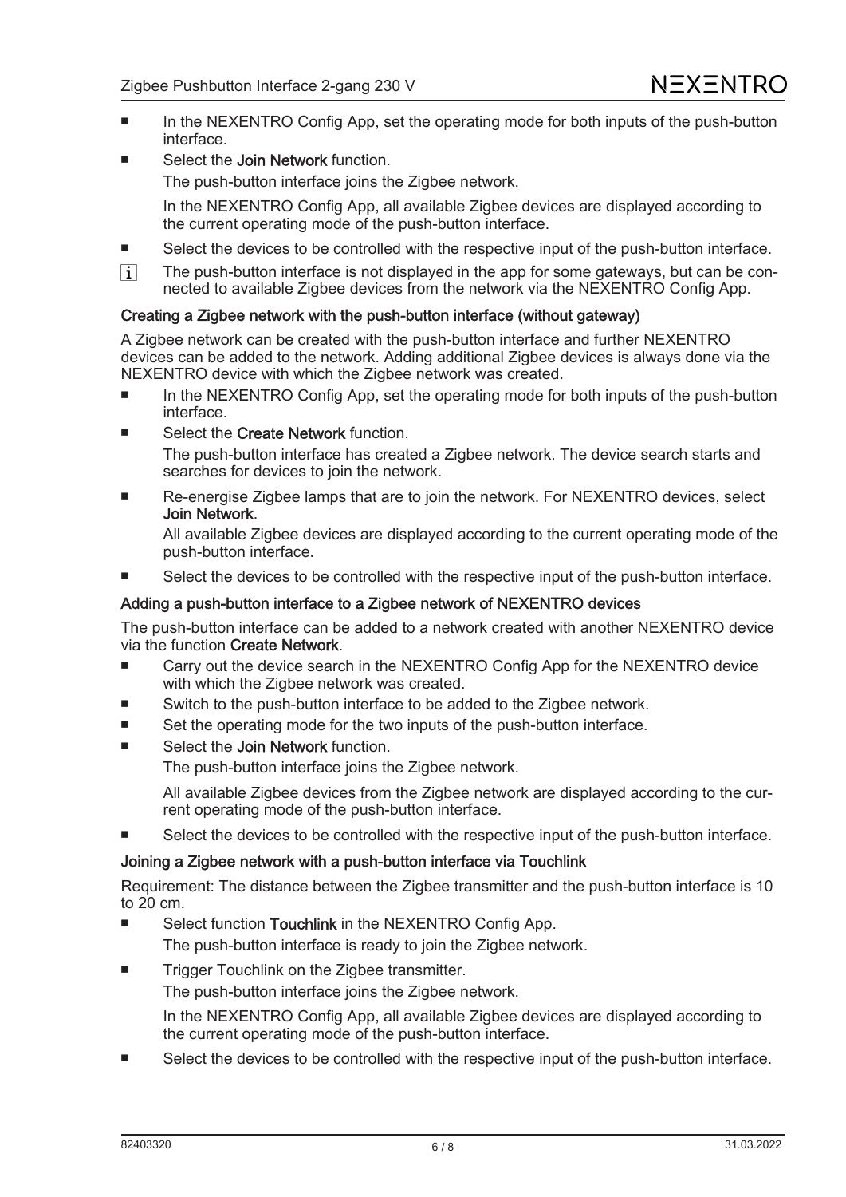- In the NEXENTRO Config App, set the operating mode for both inputs of the push-button interface.
- Select the **Join Network** function.

  The push-button interface joins the Zigbee network.

  In the NEXENTRO Config App, all available Zigbee devices are displayed according to the current operating mode of the push-button interface.
- Select the devices to be controlled with the respective input of the push-button interface.

ℹ The push-button interface is not displayed in the app for some gateways, but can be connected to available Zigbee devices from the network via the NEXENTRO Config App.

### Creating a Zigbee network with the push-button interface (without gateway)

A Zigbee network can be created with the push-button interface and further NEXENTRO devices can be added to the network. Adding additional Zigbee devices is always done via the NEXENTRO device with which the Zigbee network was created.

- In the NEXENTRO Config App, set the operating mode for both inputs of the push-button interface.
- Select the **Create Network** function.

  The push-button interface has created a Zigbee network. The device search starts and searches for devices to join the network.
- Re-energise Zigbee lamps that are to join the network. For NEXENTRO devices, select **Join Network**.

  All available Zigbee devices are displayed according to the current operating mode of the push-button interface.
- Select the devices to be controlled with the respective input of the push-button interface.

### Adding a push-button interface to a Zigbee network of NEXENTRO devices

The push-button interface can be added to a network created with another NEXENTRO device via the function **Create Network**.

- Carry out the device search in the NEXENTRO Config App for the NEXENTRO device with which the Zigbee network was created.
- Switch to the push-button interface to be added to the Zigbee network.
- Set the operating mode for the two inputs of the push-button interface.
- Select the **Join Network** function.

  The push-button interface joins the Zigbee network.

  All available Zigbee devices from the Zigbee network are displayed according to the current operating mode of the push-button interface.
- Select the devices to be controlled with the respective input of the push-button interface.

### Joining a Zigbee network with a push-button interface via Touchlink

Requirement: The distance between the Zigbee transmitter and the push-button interface is 10 to 20 cm.

- Select function **Touchlink** in the NEXENTRO Config App.

  The push-button interface is ready to join the Zigbee network.
- Trigger Touchlink on the Zigbee transmitter.

  The push-button interface joins the Zigbee network.

  In the NEXENTRO Config App, all available Zigbee devices are displayed according to the current operating mode of the push-button interface.
- Select the devices to be controlled with the respective input of the push-button interface.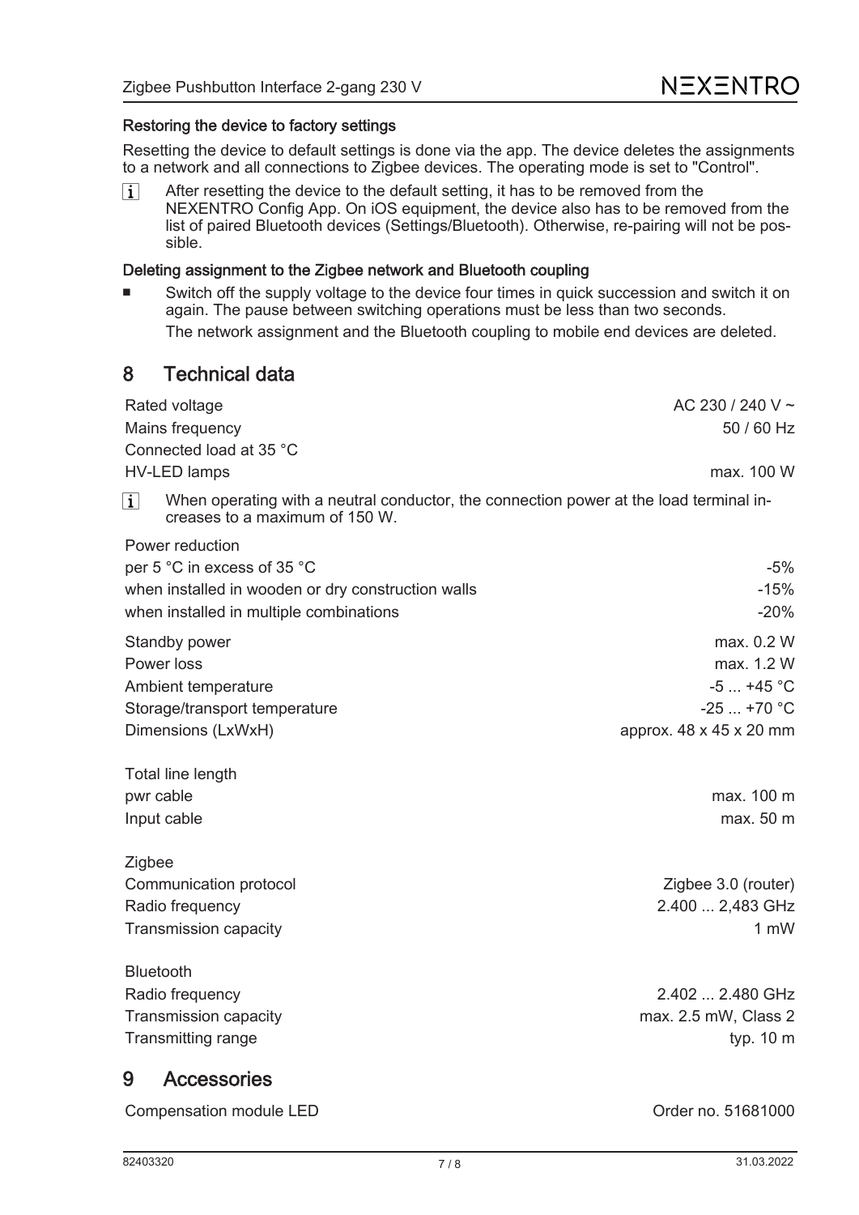### Restoring the device to factory settings

Resetting the device to default settings is done via the app. The device deletes the assignments to a network and all connections to Zigbee devices. The operating mode is set to "Control".

> **i** After resetting the device to the default setting, it has to be removed from the NEXENTRO Config App. On iOS equipment, the device also has to be removed from the list of paired Bluetooth devices (Settings/Bluetooth). Otherwise, re-pairing will not be possible.

### Deleting assignment to the Zigbee network and Bluetooth coupling

- Switch off the supply voltage to the device four times in quick succession and switch it on again. The pause between switching operations must be less than two seconds.

  The network assignment and the Bluetooth coupling to mobile end devices are deleted.

## 8 Technical data

| | |
|---|---|
| Rated voltage | AC 230 / 240 V ~ |
| Mains frequency | 50 / 60 Hz |
| Connected load at 35 °C | |
| HV-LED lamps | max. 100 W |

> **i** When operating with a neutral conductor, the connection power at the load terminal increases to a maximum of 150 W.

| | |
|---|---|
| Power reduction | |
| per 5 °C in excess of 35 °C | -5% |
| when installed in wooden or dry construction walls | -15% |
| when installed in multiple combinations | -20% |
| Standby power | max. 0.2 W |
| Power loss | max. 1.2 W |
| Ambient temperature | -5 ... +45 °C |
| Storage/transport temperature | -25 ... +70 °C |
| Dimensions (LxWxH) | approx. 48 x 45 x 20 mm |
| Total line length | |
| pwr cable | max. 100 m |
| Input cable | max. 50 m |
| Zigbee | |
| Communication protocol | Zigbee 3.0 (router) |
| Radio frequency | 2.400 ... 2,483 GHz |
| Transmission capacity | 1 mW |
| Bluetooth | |
| Radio frequency | 2.402 ... 2.480 GHz |
| Transmission capacity | max. 2.5 mW, Class 2 |
| Transmitting range | typ. 10 m |

## 9 Accessories

| | |
|---|---|
| Compensation module LED | Order no. 51681000 |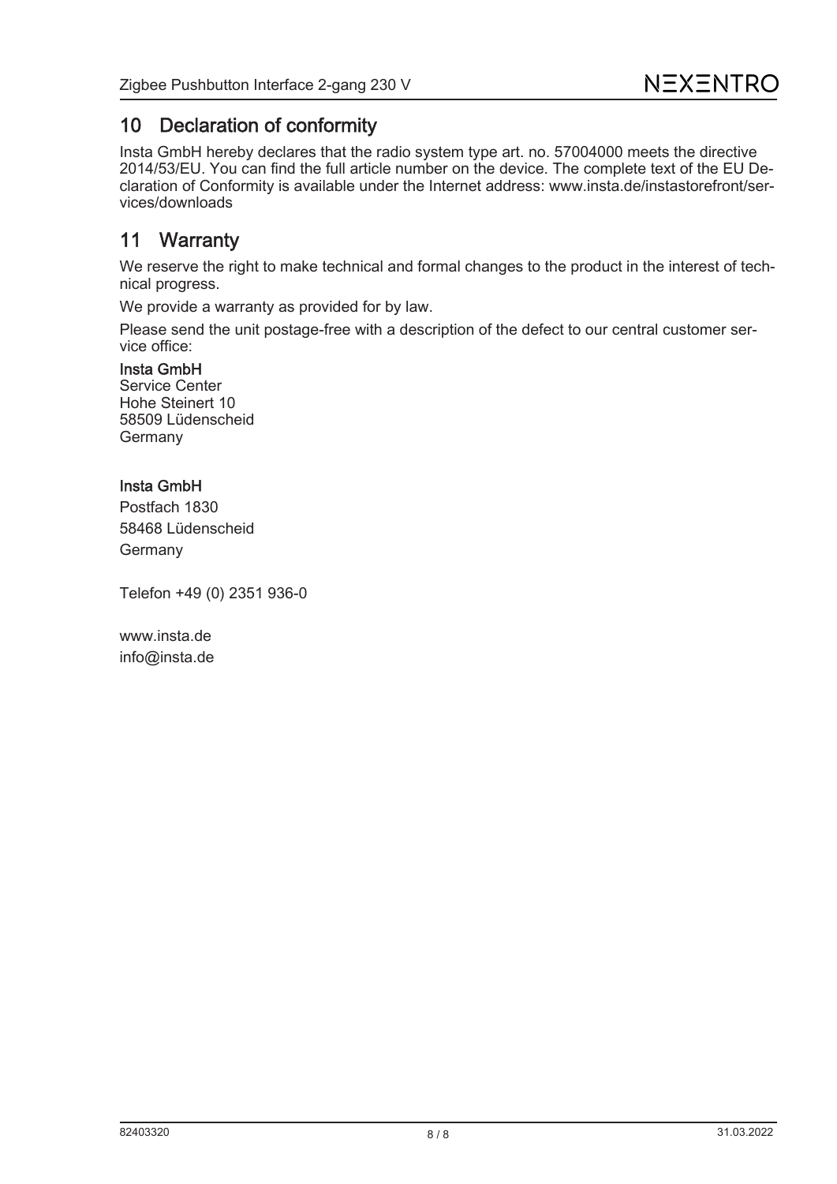## 10 Declaration of conformity

Insta GmbH hereby declares that the radio system type art. no. 57004000 meets the directive 2014/53/EU. You can find the full article number on the device. The complete text of the EU Declaration of Conformity is available under the Internet address: www.insta.de/instastorefront/services/downloads

## 11 Warranty

We reserve the right to make technical and formal changes to the product in the interest of technical progress.

We provide a warranty as provided for by law.

Please send the unit postage-free with a description of the defect to our central customer service office:

Insta GmbH
Service Center
Hohe Steinert 10
58509 Lüdenscheid
Germany

Insta GmbH

Postfach 1830

58468 Lüdenscheid

Germany

Telefon +49 (0) 2351 936-0

www.insta.de

info@insta.de